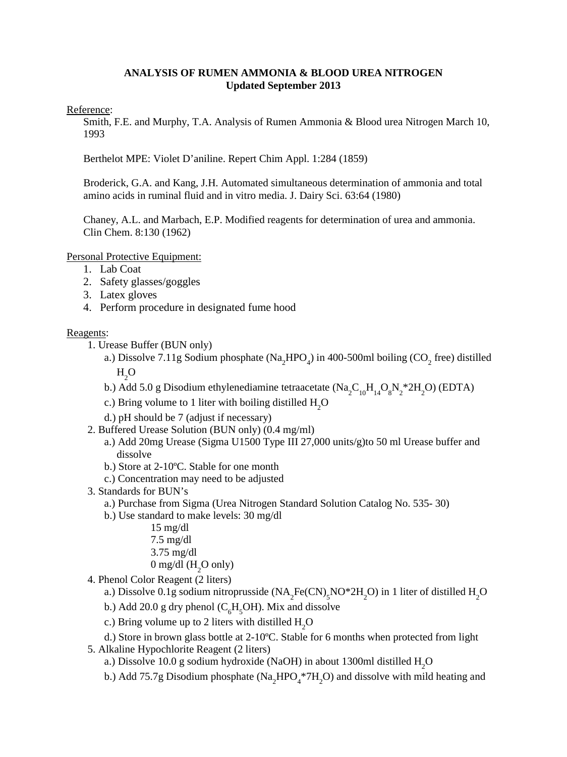**ANALYSIS OF RUMEN AMMONIA & BLOOD UREA NITROGEN**
**Updated September 2013**

Reference:

Smith, F.E. and Murphy, T.A. Analysis of Rumen Ammonia & Blood urea Nitrogen March 10, 1993

Berthelot MPE: Violet D'aniline. Repert Chim Appl. 1:284 (1859)

Broderick, G.A. and Kang, J.H. Automated simultaneous determination of ammonia and total amino acids in ruminal fluid and in vitro media. J. Dairy Sci. 63:64 (1980)

Chaney, A.L. and Marbach, E.P. Modified reagents for determination of urea and ammonia. Clin Chem. 8:130 (1962)

Personal Protective Equipment:

1. Lab Coat
2. Safety glasses/goggles
3. Latex gloves
4. Perform procedure in designated fume hood

Reagents:

1. Urease Buffer (BUN only)
   a.) Dissolve 7.11g Sodium phosphate ($Na_2HPO_4$) in 400-500ml boiling ($CO_2$ free) distilled $H_2O$
   b.) Add 5.0 g Disodium ethylenediamine tetraacetate ($Na_2C_{10}H_{14}O_8N_2*2H_2O$) (EDTA)
   c.) Bring volume to 1 liter with boiling distilled $H_2O$
   d.) pH should be 7 (adjust if necessary)
2. Buffered Urease Solution (BUN only) (0.4 mg/ml)
   a.) Add 20mg Urease (Sigma U1500 Type III 27,000 units/g)to 50 ml Urease buffer and dissolve
   b.) Store at 2-10ºC. Stable for one month
   c.) Concentration may need to be adjusted
3. Standards for BUN's
   a.) Purchase from Sigma (Urea Nitrogen Standard Solution Catalog No. 535- 30)
   b.) Use standard to make levels: 30 mg/dl
   15 mg/dl
   7.5 mg/dl
   3.75 mg/dl
   0 mg/dl ($H_2O$ only)
4. Phenol Color Reagent (2 liters)
   a.) Dissolve 0.1g sodium nitroprusside ($NA_2Fe(CN)_5NO*2H_2O$) in 1 liter of distilled $H_2O$
   b.) Add 20.0 g dry phenol ($C_6H_5OH$). Mix and dissolve
   c.) Bring volume up to 2 liters with distilled $H_2O$
   d.) Store in brown glass bottle at 2-10ºC. Stable for 6 months when protected from light
5. Alkaline Hypochlorite Reagent (2 liters)
   a.) Dissolve 10.0 g sodium hydroxide (NaOH) in about 1300ml distilled $H_2O$
   b.) Add 75.7g Disodium phosphate ($Na_2HPO_4*7H_2O$) and dissolve with mild heating and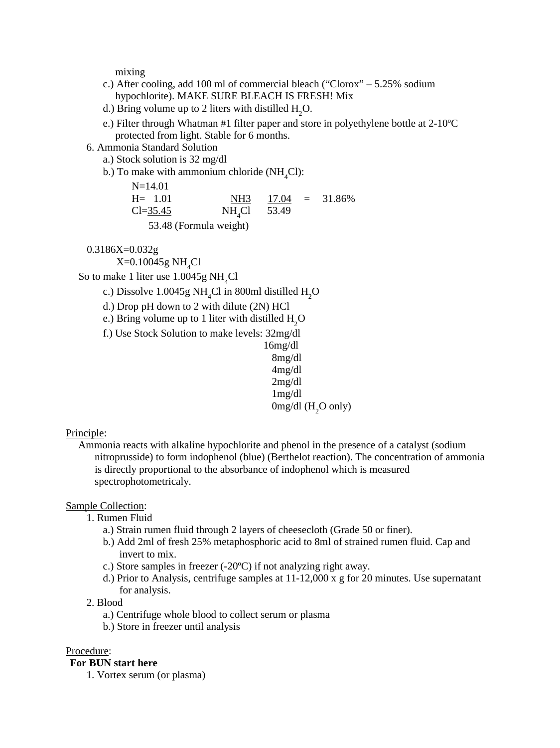mixing

c.) After cooling, add 100 ml of commercial bleach (“Clorox” – 5.25% sodium hypochlorite). MAKE SURE BLEACH IS FRESH! Mix

d.) Bring volume up to 2 liters with distilled $H_2O$.

e.) Filter through Whatman #1 filter paper and store in polyethylene bottle at 2-10ºC protected from light. Stable for 6 months.

6. Ammonia Standard Solution

a.) Stock solution is 32 mg/dl

b.) To make with ammonium chloride ($NH_4Cl$):

N=14.01
H= 1.01
Cl=35.45
53.48 (Formula weight)

$$\frac{NH_3}{NH_4Cl} \quad \frac{17.04}{53.49} = 31.86\%$$

0.3186X=0.032g

X=0.10045g $NH_4Cl$

So to make 1 liter use 1.0045g $NH_4Cl$

c.) Dissolve 1.0045g $NH_4Cl$ in 800ml distilled $H_2O$

d.) Drop pH down to 2 with dilute (2N) HCl

e.) Bring volume up to 1 liter with distilled $H_2O$

f.) Use Stock Solution to make levels:
- 32mg/dl
- 16mg/dl
- 8mg/dl
- 4mg/dl
- 2mg/dl
- 1mg/dl
- 0mg/dl ($H_2O$ only)

Principle:

Ammonia reacts with alkaline hypochlorite and phenol in the presence of a catalyst (sodium nitroprusside) to form indophenol (blue) (Berthelot reaction). The concentration of ammonia is directly proportional to the absorbance of indophenol which is measured spectrophotometricaly.

Sample Collection:

1. Rumen Fluid
   a.) Strain rumen fluid through 2 layers of cheesecloth (Grade 50 or finer).
   b.) Add 2ml of fresh 25% metaphosphoric acid to 8ml of strained rumen fluid. Cap and invert to mix.
   c.) Store samples in freezer (-20ºC) if not analyzing right away.
   d.) Prior to Analysis, centrifuge samples at 11-12,000 x g for 20 minutes. Use supernatant for analysis.
2. Blood
   a.) Centrifuge whole blood to collect serum or plasma
   b.) Store in freezer until analysis

Procedure:

**For BUN start here**

1. Vortex serum (or plasma)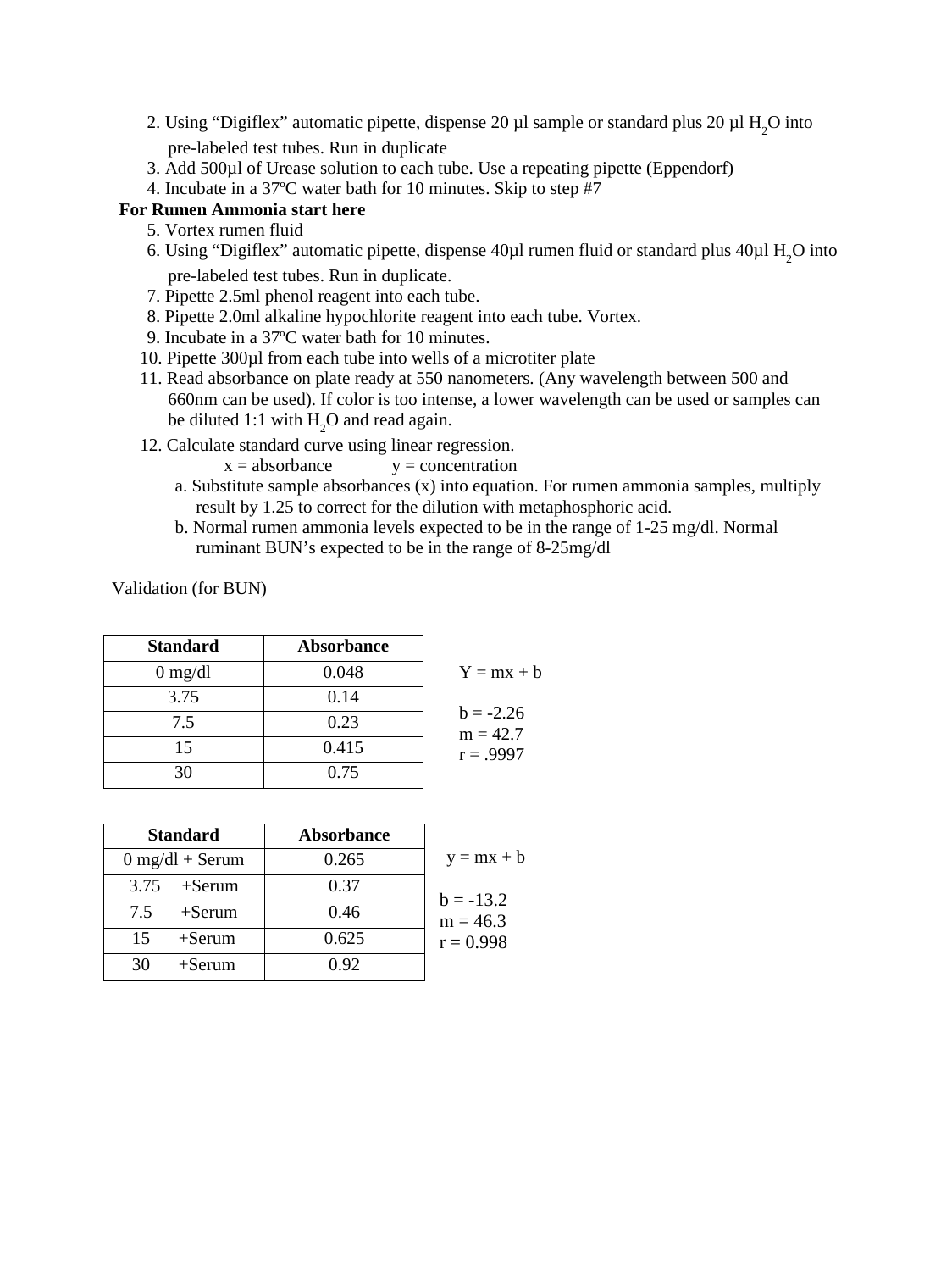2. Using “Digiflex” automatic pipette, dispense 20 µl sample or standard plus 20 µl $H_2O$ into pre-labeled test tubes. Run in duplicate
3. Add 500µl of Urease solution to each tube. Use a repeating pipette (Eppendorf)
4. Incubate in a 37ºC water bath for 10 minutes. Skip to step #7

**For Rumen Ammonia start here**

5. Vortex rumen fluid
6. Using “Digiflex” automatic pipette, dispense 40µl rumen fluid or standard plus 40µl $H_2O$ into pre-labeled test tubes. Run in duplicate.
7. Pipette 2.5ml phenol reagent into each tube.
8. Pipette 2.0ml alkaline hypochlorite reagent into each tube. Vortex.
9. Incubate in a 37ºC water bath for 10 minutes.
10. Pipette 300µl from each tube into wells of a microtiter plate
11. Read absorbance on plate ready at 550 nanometers. (Any wavelength between 500 and 660nm can be used). If color is too intense, a lower wavelength can be used or samples can be diluted 1:1 with $H_2O$ and read again.
12. Calculate standard curve using linear regression.

    x = absorbance y = concentration

    a. Substitute sample absorbances (x) into equation. For rumen ammonia samples, multiply result by 1.25 to correct for the dilution with metaphosphoric acid.
    b. Normal rumen ammonia levels expected to be in the range of 1-25 mg/dl. Normal ruminant BUN’s expected to be in the range of 8-25mg/dl

Validation (for BUN)

| Standard | Absorbance |
|---|---|
| 0 mg/dl | 0.048 |
| 3.75 | 0.14 |
| 7.5 | 0.23 |
| 15 | 0.415 |
| 30 | 0.75 |

$Y = mx + b$

b = -2.26
m = 42.7
r = .9997

| Standard | Absorbance |
|---|---|
| 0 mg/dl + Serum | 0.265 |
| 3.75 +Serum | 0.37 |
| 7.5 +Serum | 0.46 |
| 15 +Serum | 0.625 |
| 30 +Serum | 0.92 |

$y = mx + b$

b = -13.2
m = 46.3
r = 0.998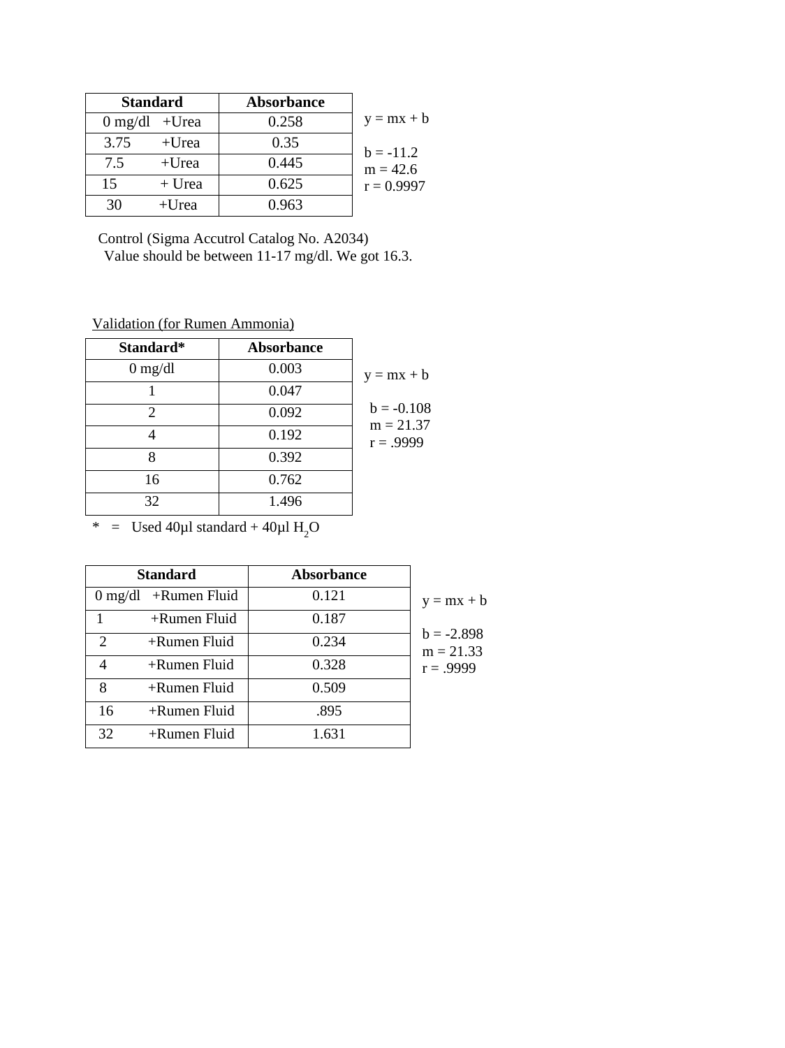| Standard | Absorbance |
|---|---|
| 0 mg/dl +Urea | 0.258 |
| 3.75 +Urea | 0.35 |
| 7.5 +Urea | 0.445 |
| 15 + Urea | 0.625 |
| 30 +Urea | 0.963 |

y = mx + b

b = -11.2
m = 42.6
r = 0.9997

Control (Sigma Accutrol Catalog No. A2034)
Value should be between 11-17 mg/dl. We got 16.3.

Validation (for Rumen Ammonia)

| Standard* | Absorbance |
|---|---|
| 0 mg/dl | 0.003 |
| 1 | 0.047 |
| 2 | 0.092 |
| 4 | 0.192 |
| 8 | 0.392 |
| 16 | 0.762 |
| 32 | 1.496 |

* = Used 40μl standard + 40μl $H_2O$

y = mx + b

b = -0.108
m = 21.37
r = .9999

| Standard | Absorbance |
|---|---|
| 0 mg/dl +Rumen Fluid | 0.121 |
| 1 +Rumen Fluid | 0.187 |
| 2 +Rumen Fluid | 0.234 |
| 4 +Rumen Fluid | 0.328 |
| 8 +Rumen Fluid | 0.509 |
| 16 +Rumen Fluid | .895 |
| 32 +Rumen Fluid | 1.631 |

y = mx + b

b = -2.898
m = 21.33
r = .9999